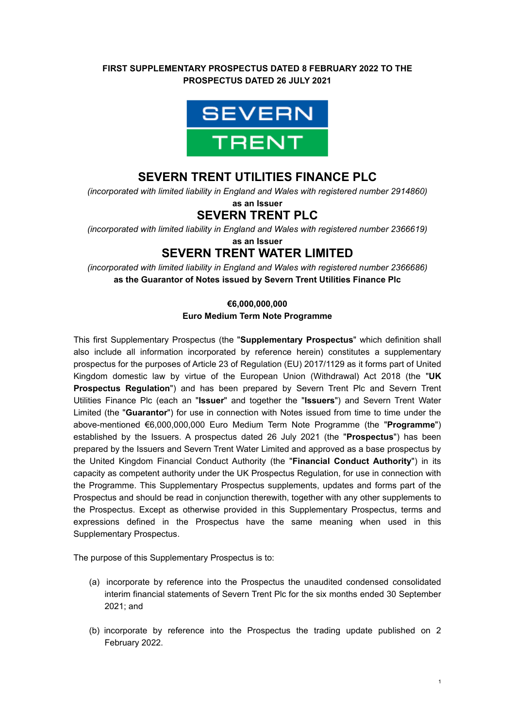**FIRST SUPPLEMENTARY PROSPECTUS DATED 8 FEBRUARY 2022 TO THE PROSPECTUS DATED 26 JULY 2021**

# SEVERN TRENT UTILITIES FINANCE PLC

*(incorporated with limited liability in England and Wales with registered number 2914860)*

**as an Issuer**

# SEVERN TRENT PLC

*(incorporated with limited liability in England and Wales with registered number 2366619)*

**as an Issuer**

# SEVERN TRENT WATER LIMITED

*(incorporated with limited liability in England and Wales with registered number 2366686)*

**as the Guarantor of Notes issued by Severn Trent Utilities Finance Plc**

**€6,000,000,000**

**Euro Medium Term Note Programme**

This first Supplementary Prospectus (the "**Supplementary Prospectus**" which definition shall also include all information incorporated by reference herein) constitutes a supplementary prospectus for the purposes of Article 23 of Regulation (EU) 2017/1129 as it forms part of United Kingdom domestic law by virtue of the European Union (Withdrawal) Act 2018 (the "**UK Prospectus Regulation**") and has been prepared by Severn Trent Plc and Severn Trent Utilities Finance Plc (each an "**Issuer**" and together the "**Issuers**") and Severn Trent Water Limited (the "**Guarantor**") for use in connection with Notes issued from time to time under the above-mentioned €6,000,000,000 Euro Medium Term Note Programme (the "**Programme**") established by the Issuers. A prospectus dated 26 July 2021 (the "**Prospectus**") has been prepared by the Issuers and Severn Trent Water Limited and approved as a base prospectus by the United Kingdom Financial Conduct Authority (the "**Financial Conduct Authority**") in its capacity as competent authority under the UK Prospectus Regulation, for use in connection with the Programme. This Supplementary Prospectus supplements, updates and forms part of the Prospectus and should be read in conjunction therewith, together with any other supplements to the Prospectus. Except as otherwise provided in this Supplementary Prospectus, terms and expressions defined in the Prospectus have the same meaning when used in this Supplementary Prospectus.

The purpose of this Supplementary Prospectus is to:

(a) incorporate by reference into the Prospectus the unaudited condensed consolidated interim financial statements of Severn Trent Plc for the six months ended 30 September 2021; and

(b) incorporate by reference into the Prospectus the trading update published on 2 February 2022.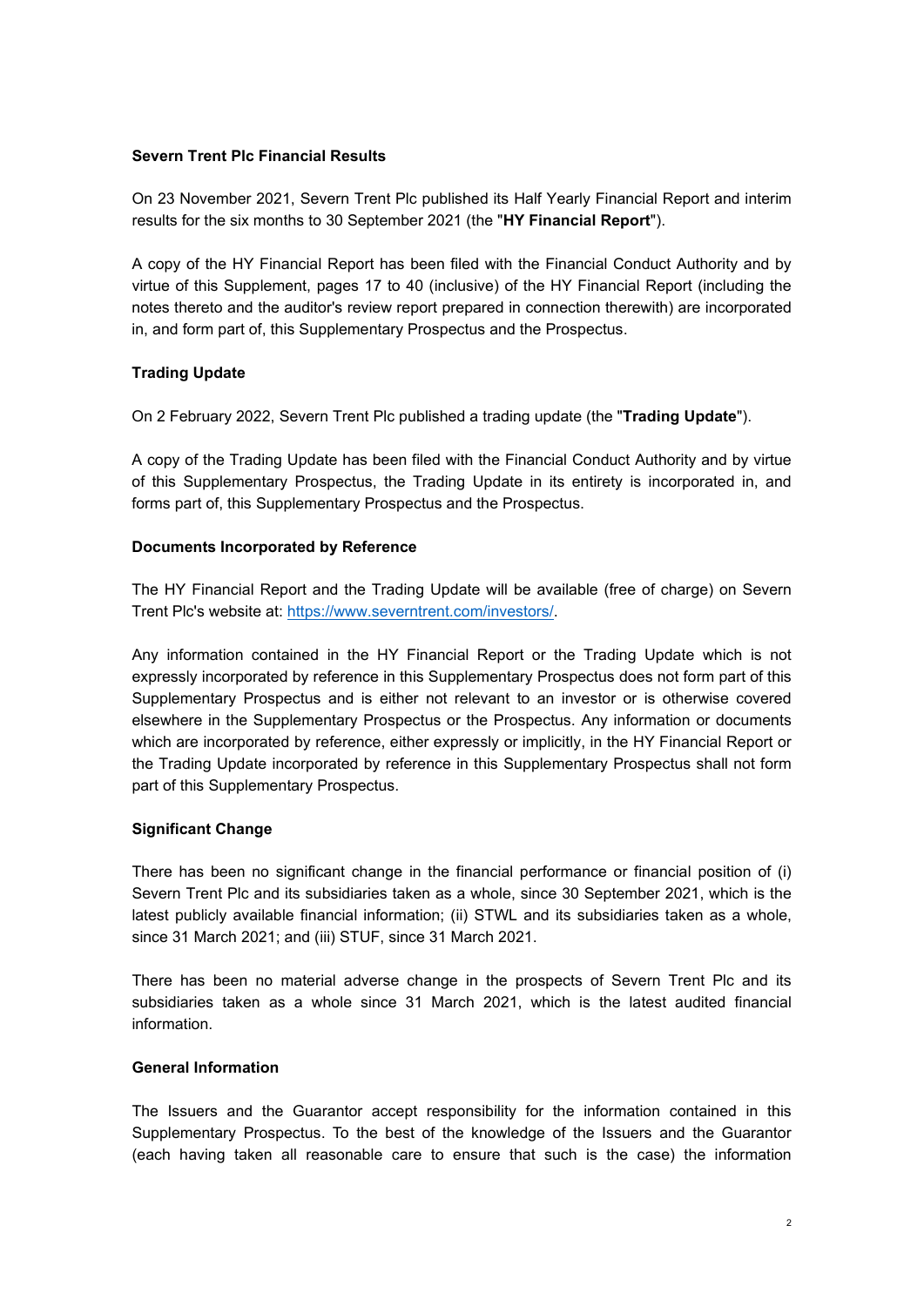**Severn Trent Plc Financial Results**

On 23 November 2021, Severn Trent Plc published its Half Yearly Financial Report and interim results for the six months to 30 September 2021 (the "**HY Financial Report**").

A copy of the HY Financial Report has been filed with the Financial Conduct Authority and by virtue of this Supplement, pages 17 to 40 (inclusive) of the HY Financial Report (including the notes thereto and the auditor's review report prepared in connection therewith) are incorporated in, and form part of, this Supplementary Prospectus and the Prospectus.

**Trading Update**

On 2 February 2022, Severn Trent Plc published a trading update (the "**Trading Update**").

A copy of the Trading Update has been filed with the Financial Conduct Authority and by virtue of this Supplementary Prospectus, the Trading Update in its entirety is incorporated in, and forms part of, this Supplementary Prospectus and the Prospectus.

**Documents Incorporated by Reference**

The HY Financial Report and the Trading Update will be available (free of charge) on Severn Trent Plc's website at: https://www.severntrent.com/investors/.

Any information contained in the HY Financial Report or the Trading Update which is not expressly incorporated by reference in this Supplementary Prospectus does not form part of this Supplementary Prospectus and is either not relevant to an investor or is otherwise covered elsewhere in the Supplementary Prospectus or the Prospectus. Any information or documents which are incorporated by reference, either expressly or implicitly, in the HY Financial Report or the Trading Update incorporated by reference in this Supplementary Prospectus shall not form part of this Supplementary Prospectus.

**Significant Change**

There has been no significant change in the financial performance or financial position of (i) Severn Trent Plc and its subsidiaries taken as a whole, since 30 September 2021, which is the latest publicly available financial information; (ii) STWL and its subsidiaries taken as a whole, since 31 March 2021; and (iii) STUF, since 31 March 2021.

There has been no material adverse change in the prospects of Severn Trent Plc and its subsidiaries taken as a whole since 31 March 2021, which is the latest audited financial information.

**General Information**

The Issuers and the Guarantor accept responsibility for the information contained in this Supplementary Prospectus. To the best of the knowledge of the Issuers and the Guarantor (each having taken all reasonable care to ensure that such is the case) the information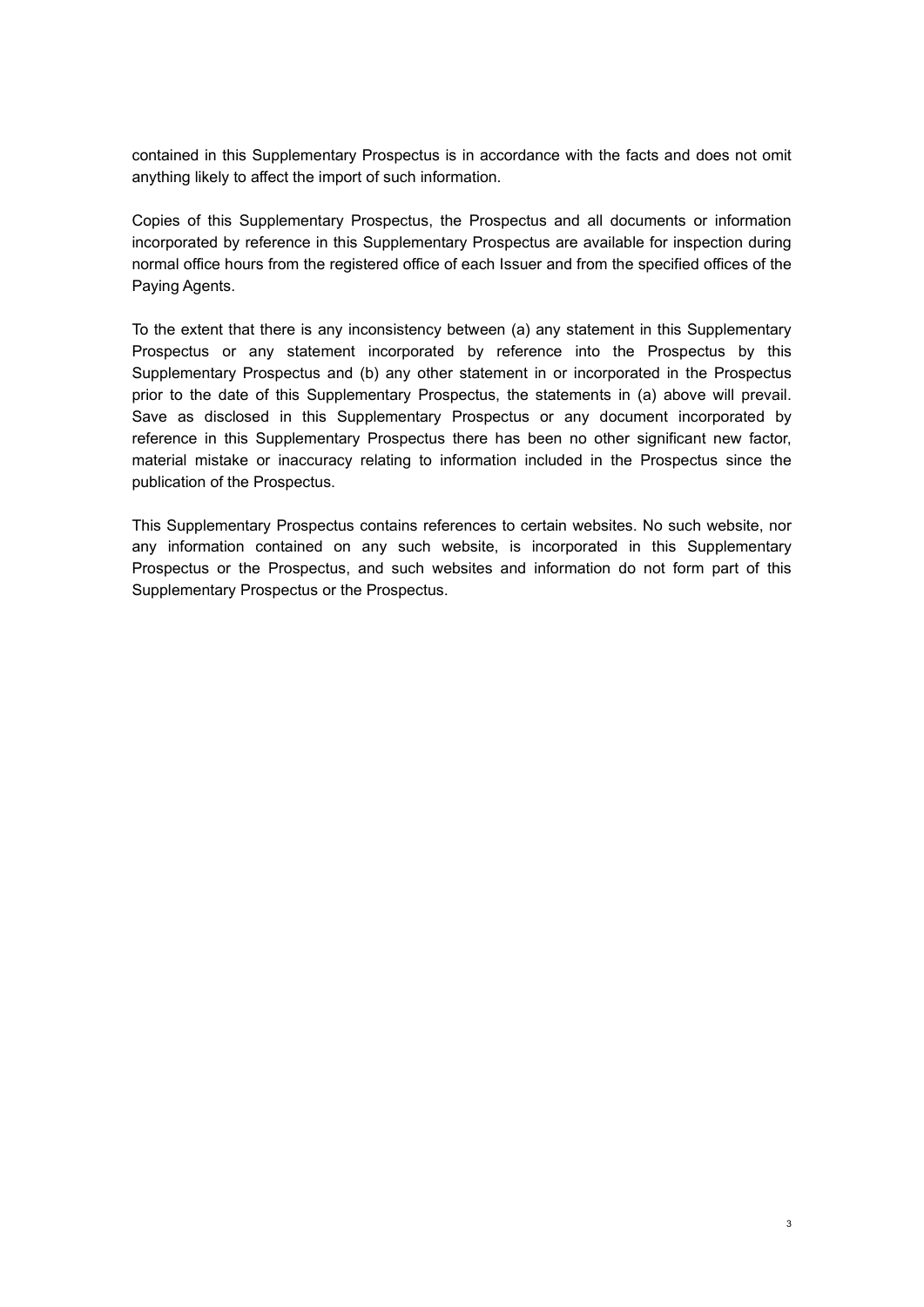contained in this Supplementary Prospectus is in accordance with the facts and does not omit anything likely to affect the import of such information.

Copies of this Supplementary Prospectus, the Prospectus and all documents or information incorporated by reference in this Supplementary Prospectus are available for inspection during normal office hours from the registered office of each Issuer and from the specified offices of the Paying Agents.

To the extent that there is any inconsistency between (a) any statement in this Supplementary Prospectus or any statement incorporated by reference into the Prospectus by this Supplementary Prospectus and (b) any other statement in or incorporated in the Prospectus prior to the date of this Supplementary Prospectus, the statements in (a) above will prevail. Save as disclosed in this Supplementary Prospectus or any document incorporated by reference in this Supplementary Prospectus there has been no other significant new factor, material mistake or inaccuracy relating to information included in the Prospectus since the publication of the Prospectus.

This Supplementary Prospectus contains references to certain websites. No such website, nor any information contained on any such website, is incorporated in this Supplementary Prospectus or the Prospectus, and such websites and information do not form part of this Supplementary Prospectus or the Prospectus.